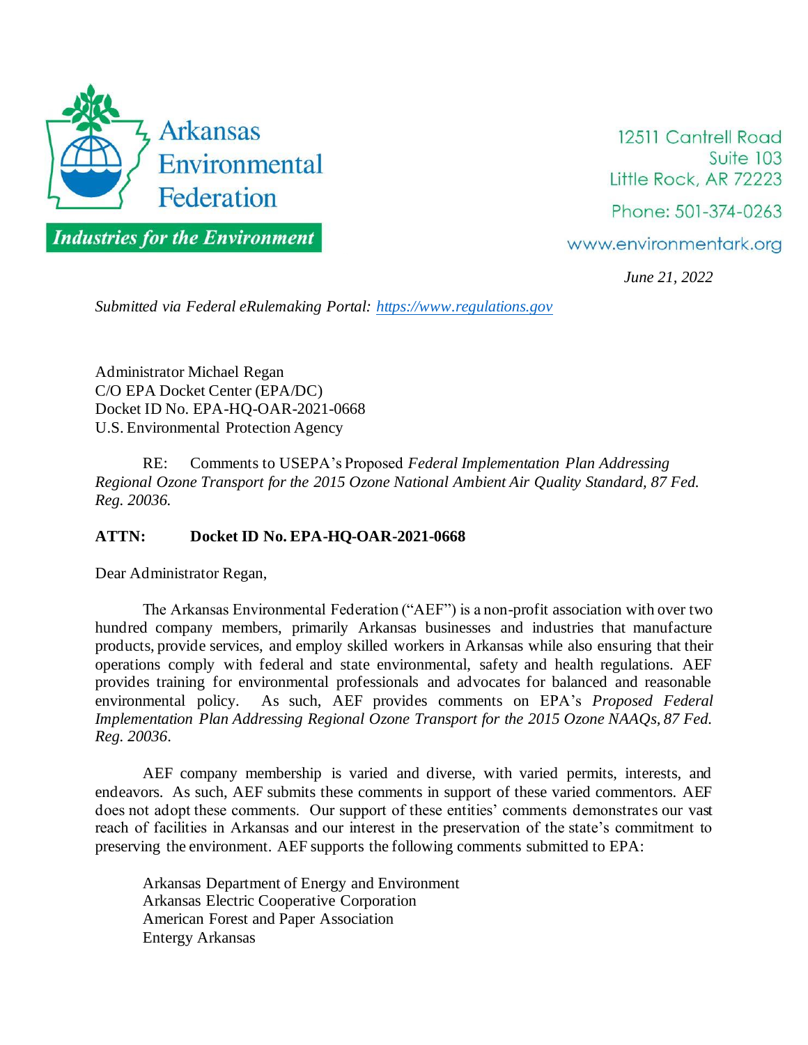# Arkansas Environmental Federation

*Industries for the Environment*

12511 Cantrell Road
Suite 103
Little Rock, AR 72223
Phone: 501-374-0263
www.environmentark.org

*June 21, 2022*

*Submitted via Federal eRulemaking Portal: https://www.regulations.gov*

Administrator Michael Regan
C/O EPA Docket Center (EPA/DC)
Docket ID No. EPA-HQ-OAR-2021-0668
U.S. Environmental Protection Agency

RE: Comments to USEPA's Proposed *Federal Implementation Plan Addressing Regional Ozone Transport for the 2015 Ozone National Ambient Air Quality Standard, 87 Fed. Reg. 20036.*

**ATTN: Docket ID No. EPA-HQ-OAR-2021-0668**

Dear Administrator Regan,

The Arkansas Environmental Federation ("AEF") is a non-profit association with over two hundred company members, primarily Arkansas businesses and industries that manufacture products, provide services, and employ skilled workers in Arkansas while also ensuring that their operations comply with federal and state environmental, safety and health regulations. AEF provides training for environmental professionals and advocates for balanced and reasonable environmental policy. As such, AEF provides comments on EPA's *Proposed Federal Implementation Plan Addressing Regional Ozone Transport for the 2015 Ozone NAAQs, 87 Fed. Reg. 20036*.

AEF company membership is varied and diverse, with varied permits, interests, and endeavors. As such, AEF submits these comments in support of these varied commentors. AEF does not adopt these comments. Our support of these entities' comments demonstrates our vast reach of facilities in Arkansas and our interest in the preservation of the state's commitment to preserving the environment. AEF supports the following comments submitted to EPA:

Arkansas Department of Energy and Environment
Arkansas Electric Cooperative Corporation
American Forest and Paper Association
Entergy Arkansas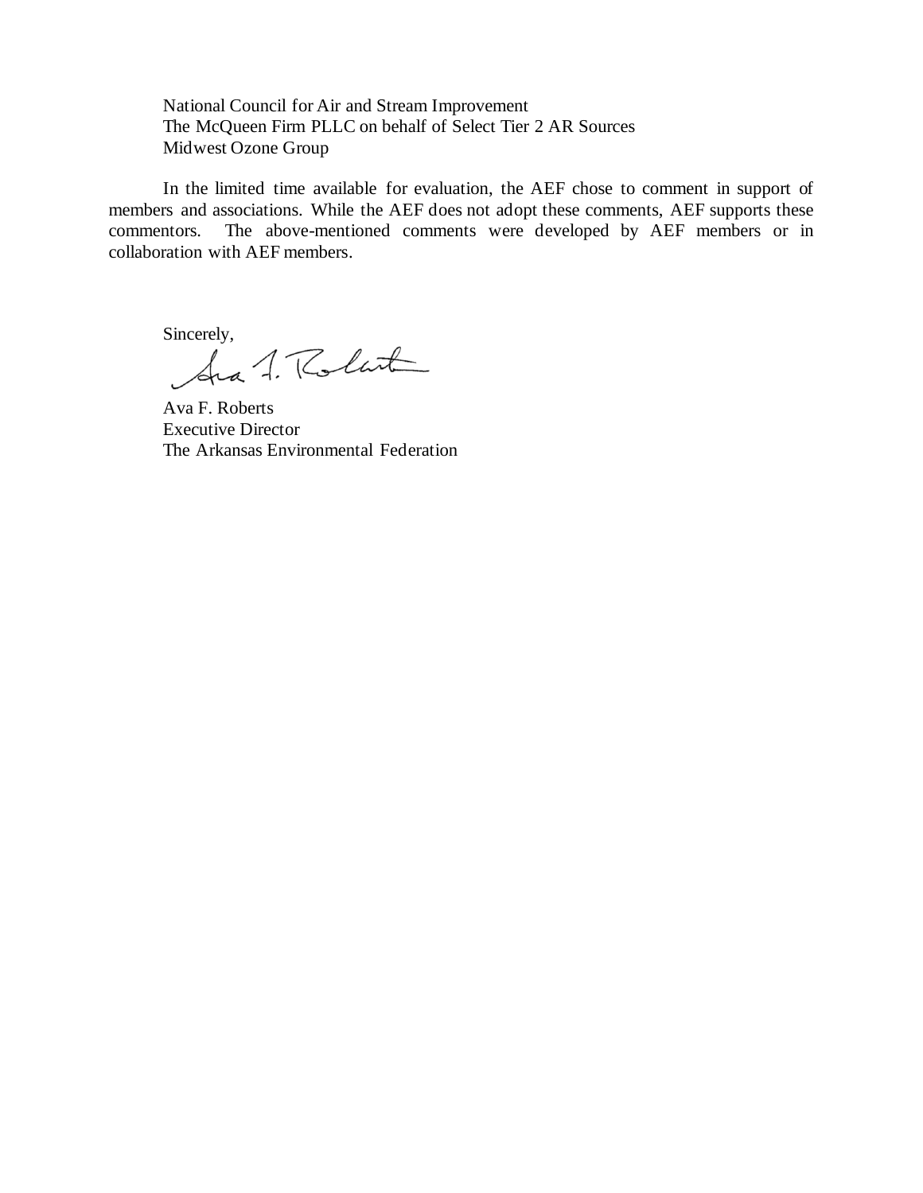National Council for Air and Stream Improvement
The McQueen Firm PLLC on behalf of Select Tier 2 AR Sources
Midwest Ozone Group

In the limited time available for evaluation, the AEF chose to comment in support of members and associations. While the AEF does not adopt these comments, AEF supports these commentors. The above-mentioned comments were developed by AEF members or in collaboration with AEF members.

Sincerely,

Ava F. Roberts
Executive Director
The Arkansas Environmental Federation